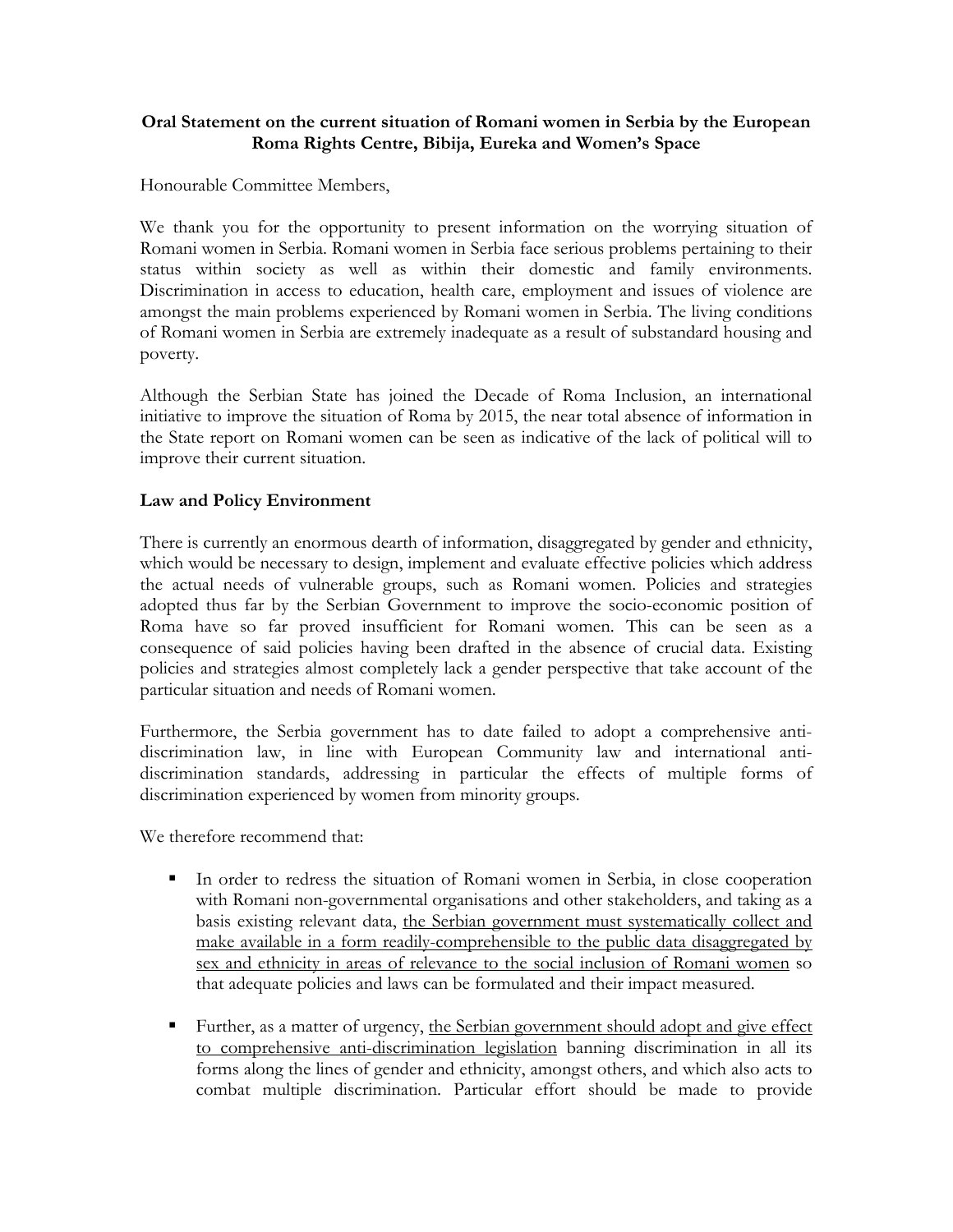**Oral Statement on the current situation of Romani women in Serbia by the European Roma Rights Centre, Bibija, Eureka and Women's Space**

Honourable Committee Members,

We thank you for the opportunity to present information on the worrying situation of Romani women in Serbia. Romani women in Serbia face serious problems pertaining to their status within society as well as within their domestic and family environments. Discrimination in access to education, health care, employment and issues of violence are amongst the main problems experienced by Romani women in Serbia. The living conditions of Romani women in Serbia are extremely inadequate as a result of substandard housing and poverty.

Although the Serbian State has joined the Decade of Roma Inclusion, an international initiative to improve the situation of Roma by 2015, the near total absence of information in the State report on Romani women can be seen as indicative of the lack of political will to improve their current situation.

**Law and Policy Environment**

There is currently an enormous dearth of information, disaggregated by gender and ethnicity, which would be necessary to design, implement and evaluate effective policies which address the actual needs of vulnerable groups, such as Romani women. Policies and strategies adopted thus far by the Serbian Government to improve the socio-economic position of Roma have so far proved insufficient for Romani women. This can be seen as a consequence of said policies having been drafted in the absence of crucial data. Existing policies and strategies almost completely lack a gender perspective that take account of the particular situation and needs of Romani women.

Furthermore, the Serbia government has to date failed to adopt a comprehensive anti-discrimination law, in line with European Community law and international anti-discrimination standards, addressing in particular the effects of multiple forms of discrimination experienced by women from minority groups.

We therefore recommend that:

- In order to redress the situation of Romani women in Serbia, in close cooperation with Romani non-governmental organisations and other stakeholders, and taking as a basis existing relevant data, <u>the Serbian government must systematically collect and make available in a form readily-comprehensible to the public data disaggregated by sex and ethnicity in areas of relevance to the social inclusion of Romani women</u> so that adequate policies and laws can be formulated and their impact measured.
- Further, as a matter of urgency, <u>the Serbian government should adopt and give effect to comprehensive anti-discrimination legislation</u> banning discrimination in all its forms along the lines of gender and ethnicity, amongst others, and which also acts to combat multiple discrimination. Particular effort should be made to provide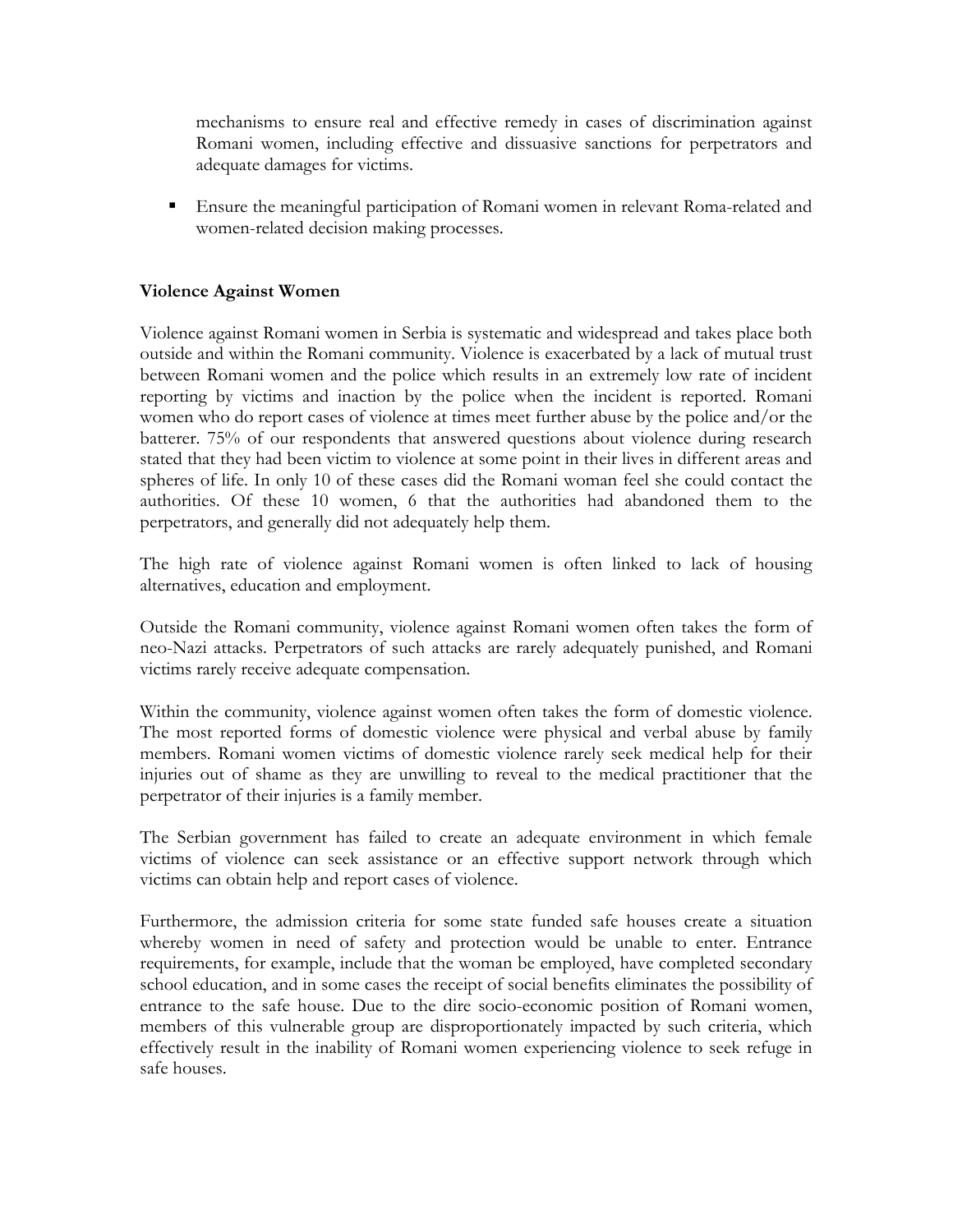mechanisms to ensure real and effective remedy in cases of discrimination against Romani women, including effective and dissuasive sanctions for perpetrators and adequate damages for victims.

- Ensure the meaningful participation of Romani women in relevant Roma-related and women-related decision making processes.

**Violence Against Women**

Violence against Romani women in Serbia is systematic and widespread and takes place both outside and within the Romani community. Violence is exacerbated by a lack of mutual trust between Romani women and the police which results in an extremely low rate of incident reporting by victims and inaction by the police when the incident is reported. Romani women who do report cases of violence at times meet further abuse by the police and/or the batterer. 75% of our respondents that answered questions about violence during research stated that they had been victim to violence at some point in their lives in different areas and spheres of life. In only 10 of these cases did the Romani woman feel she could contact the authorities. Of these 10 women, 6 that the authorities had abandoned them to the perpetrators, and generally did not adequately help them.

The high rate of violence against Romani women is often linked to lack of housing alternatives, education and employment.

Outside the Romani community, violence against Romani women often takes the form of neo-Nazi attacks. Perpetrators of such attacks are rarely adequately punished, and Romani victims rarely receive adequate compensation.

Within the community, violence against women often takes the form of domestic violence. The most reported forms of domestic violence were physical and verbal abuse by family members. Romani women victims of domestic violence rarely seek medical help for their injuries out of shame as they are unwilling to reveal to the medical practitioner that the perpetrator of their injuries is a family member.

The Serbian government has failed to create an adequate environment in which female victims of violence can seek assistance or an effective support network through which victims can obtain help and report cases of violence.

Furthermore, the admission criteria for some state funded safe houses create a situation whereby women in need of safety and protection would be unable to enter. Entrance requirements, for example, include that the woman be employed, have completed secondary school education, and in some cases the receipt of social benefits eliminates the possibility of entrance to the safe house. Due to the dire socio-economic position of Romani women, members of this vulnerable group are disproportionately impacted by such criteria, which effectively result in the inability of Romani women experiencing violence to seek refuge in safe houses.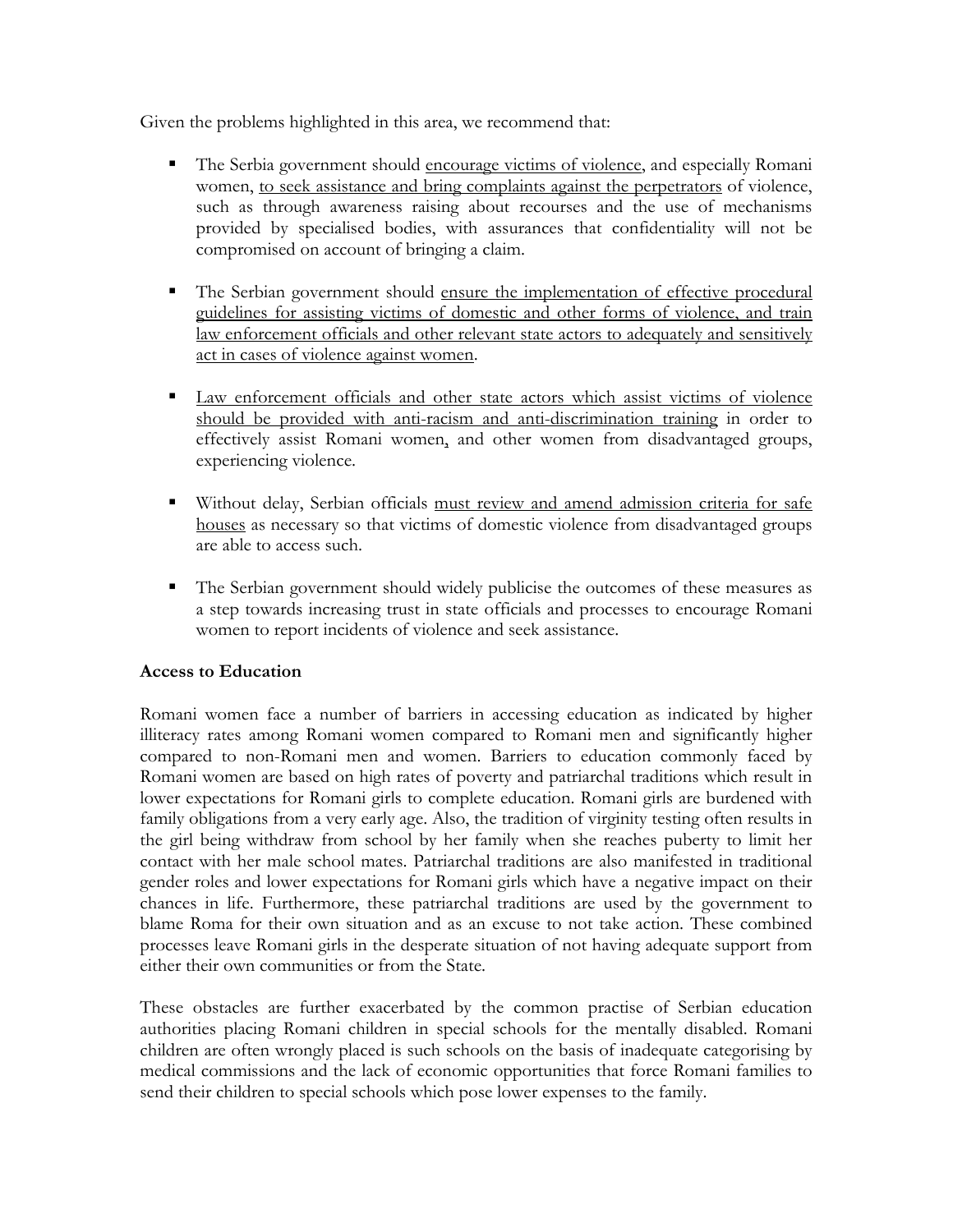Given the problems highlighted in this area, we recommend that:

- The Serbia government should <u>encourage victims of violence</u>, and especially Romani women, <u>to seek assistance and bring complaints against the perpetrators</u> of violence, such as through awareness raising about recourses and the use of mechanisms provided by specialised bodies, with assurances that confidentiality will not be compromised on account of bringing a claim.

- The Serbian government should <u>ensure the implementation of effective procedural guidelines for assisting victims of domestic and other forms of violence, and train law enforcement officials and other relevant state actors to adequately and sensitively act in cases of violence against women</u>.

- <u>Law enforcement officials and other state actors which assist victims of violence should be provided with anti-racism and anti-discrimination training</u> in order to effectively assist Romani women, and other women from disadvantaged groups, experiencing violence.

- Without delay, Serbian officials <u>must review and amend admission criteria for safe houses</u> as necessary so that victims of domestic violence from disadvantaged groups are able to access such.

- The Serbian government should widely publicise the outcomes of these measures as a step towards increasing trust in state officials and processes to encourage Romani women to report incidents of violence and seek assistance.

**Access to Education**

Romani women face a number of barriers in accessing education as indicated by higher illiteracy rates among Romani women compared to Romani men and significantly higher compared to non-Romani men and women. Barriers to education commonly faced by Romani women are based on high rates of poverty and patriarchal traditions which result in lower expectations for Romani girls to complete education. Romani girls are burdened with family obligations from a very early age. Also, the tradition of virginity testing often results in the girl being withdraw from school by her family when she reaches puberty to limit her contact with her male school mates. Patriarchal traditions are also manifested in traditional gender roles and lower expectations for Romani girls which have a negative impact on their chances in life. Furthermore, these patriarchal traditions are used by the government to blame Roma for their own situation and as an excuse to not take action. These combined processes leave Romani girls in the desperate situation of not having adequate support from either their own communities or from the State.

These obstacles are further exacerbated by the common practise of Serbian education authorities placing Romani children in special schools for the mentally disabled. Romani children are often wrongly placed is such schools on the basis of inadequate categorising by medical commissions and the lack of economic opportunities that force Romani families to send their children to special schools which pose lower expenses to the family.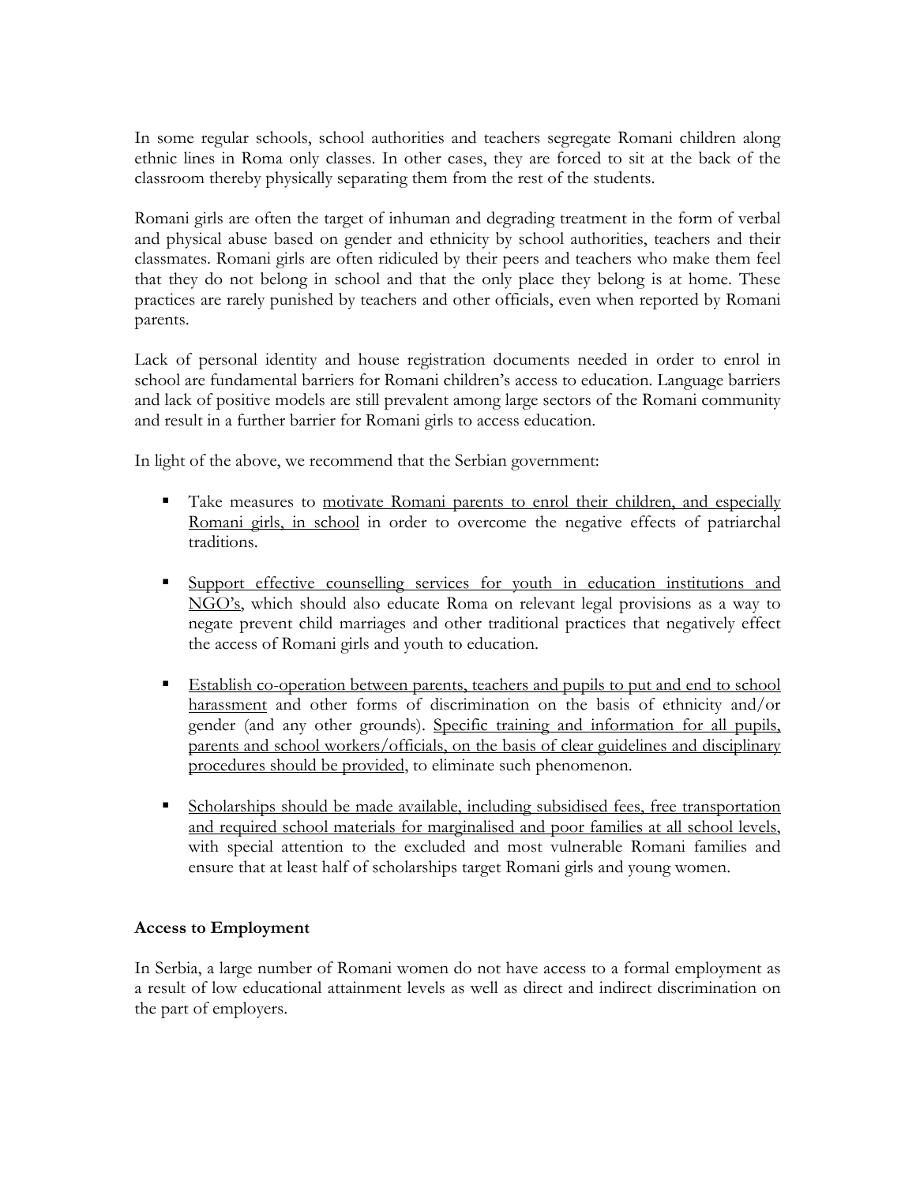In some regular schools, school authorities and teachers segregate Romani children along ethnic lines in Roma only classes. In other cases, they are forced to sit at the back of the classroom thereby physically separating them from the rest of the students.

Romani girls are often the target of inhuman and degrading treatment in the form of verbal and physical abuse based on gender and ethnicity by school authorities, teachers and their classmates. Romani girls are often ridiculed by their peers and teachers who make them feel that they do not belong in school and that the only place they belong is at home. These practices are rarely punished by teachers and other officials, even when reported by Romani parents.

Lack of personal identity and house registration documents needed in order to enrol in school are fundamental barriers for Romani children's access to education. Language barriers and lack of positive models are still prevalent among large sectors of the Romani community and result in a further barrier for Romani girls to access education.

In light of the above, we recommend that the Serbian government:

- Take measures to <u>motivate Romani parents to enrol their children, and especially Romani girls, in school</u> in order to overcome the negative effects of patriarchal traditions.
- <u>Support effective counselling services for youth in education institutions and NGO's</u>, which should also educate Roma on relevant legal provisions as a way to negate prevent child marriages and other traditional practices that negatively effect the access of Romani girls and youth to education.
- <u>Establish co-operation between parents, teachers and pupils to put and end to school harassment</u> and other forms of discrimination on the basis of ethnicity and/or gender (and any other grounds). <u>Specific training and information for all pupils, parents and school workers/officials, on the basis of clear guidelines and disciplinary procedures should be provided</u>, to eliminate such phenomenon.
- <u>Scholarships should be made available, including subsidised fees, free transportation and required school materials for marginalised and poor families at all school levels</u>, with special attention to the excluded and most vulnerable Romani families and ensure that at least half of scholarships target Romani girls and young women.

**Access to Employment**

In Serbia, a large number of Romani women do not have access to a formal employment as a result of low educational attainment levels as well as direct and indirect discrimination on the part of employers.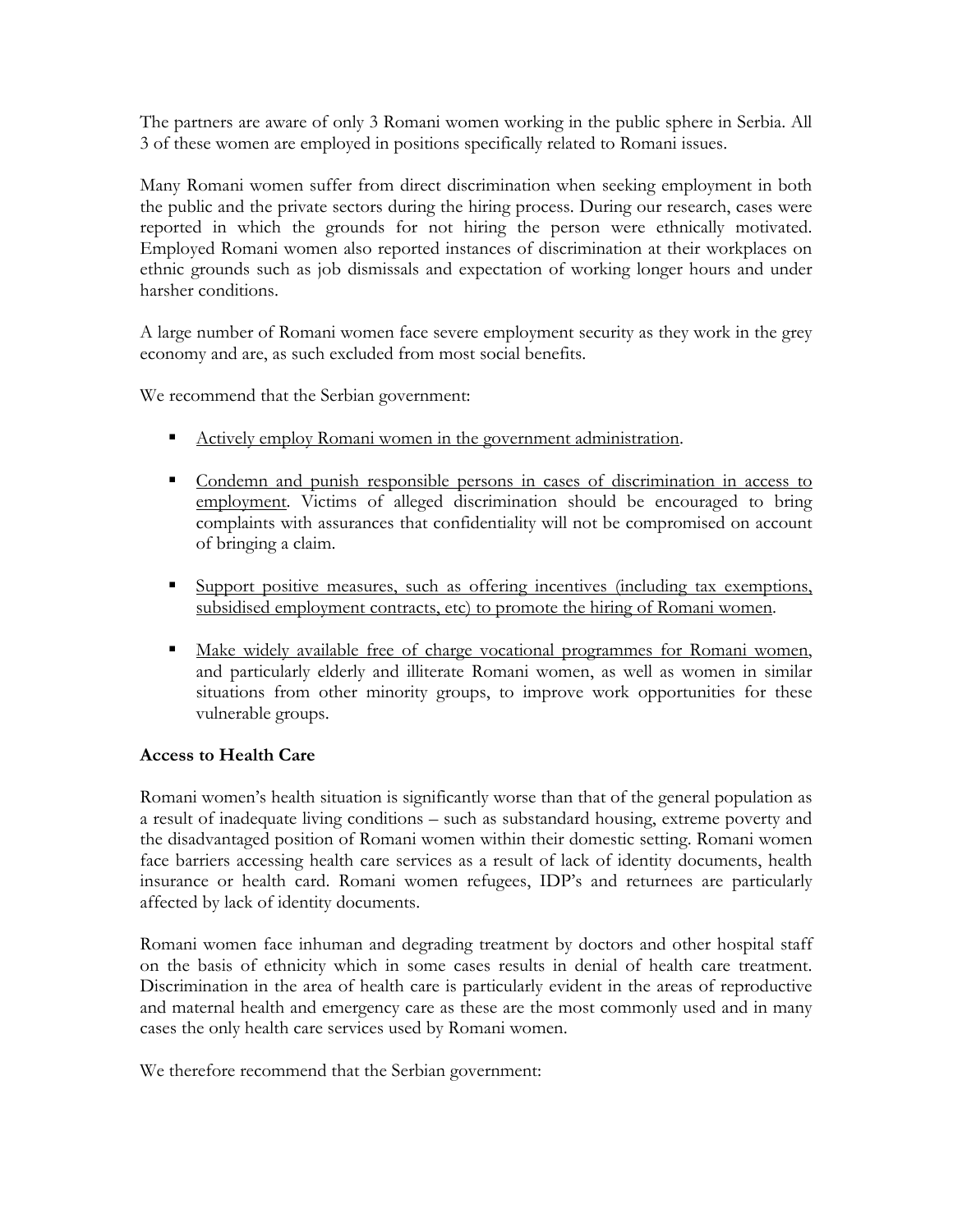The partners are aware of only 3 Romani women working in the public sphere in Serbia. All 3 of these women are employed in positions specifically related to Romani issues.

Many Romani women suffer from direct discrimination when seeking employment in both the public and the private sectors during the hiring process. During our research, cases were reported in which the grounds for not hiring the person were ethnically motivated. Employed Romani women also reported instances of discrimination at their workplaces on ethnic grounds such as job dismissals and expectation of working longer hours and under harsher conditions.

A large number of Romani women face severe employment security as they work in the grey economy and are, as such excluded from most social benefits.

We recommend that the Serbian government:

- <u>Actively employ Romani women in the government administration</u>.
- <u>Condemn and punish responsible persons in cases of discrimination in access to employment</u>. Victims of alleged discrimination should be encouraged to bring complaints with assurances that confidentiality will not be compromised on account of bringing a claim.
- <u>Support positive measures, such as offering incentives (including tax exemptions, subsidised employment contracts, etc) to promote the hiring of Romani women</u>.
- <u>Make widely available free of charge vocational programmes for Romani women</u>, and particularly elderly and illiterate Romani women, as well as women in similar situations from other minority groups, to improve work opportunities for these vulnerable groups.

**Access to Health Care**

Romani women's health situation is significantly worse than that of the general population as a result of inadequate living conditions – such as substandard housing, extreme poverty and the disadvantaged position of Romani women within their domestic setting. Romani women face barriers accessing health care services as a result of lack of identity documents, health insurance or health card. Romani women refugees, IDP's and returnees are particularly affected by lack of identity documents.

Romani women face inhuman and degrading treatment by doctors and other hospital staff on the basis of ethnicity which in some cases results in denial of health care treatment. Discrimination in the area of health care is particularly evident in the areas of reproductive and maternal health and emergency care as these are the most commonly used and in many cases the only health care services used by Romani women.

We therefore recommend that the Serbian government: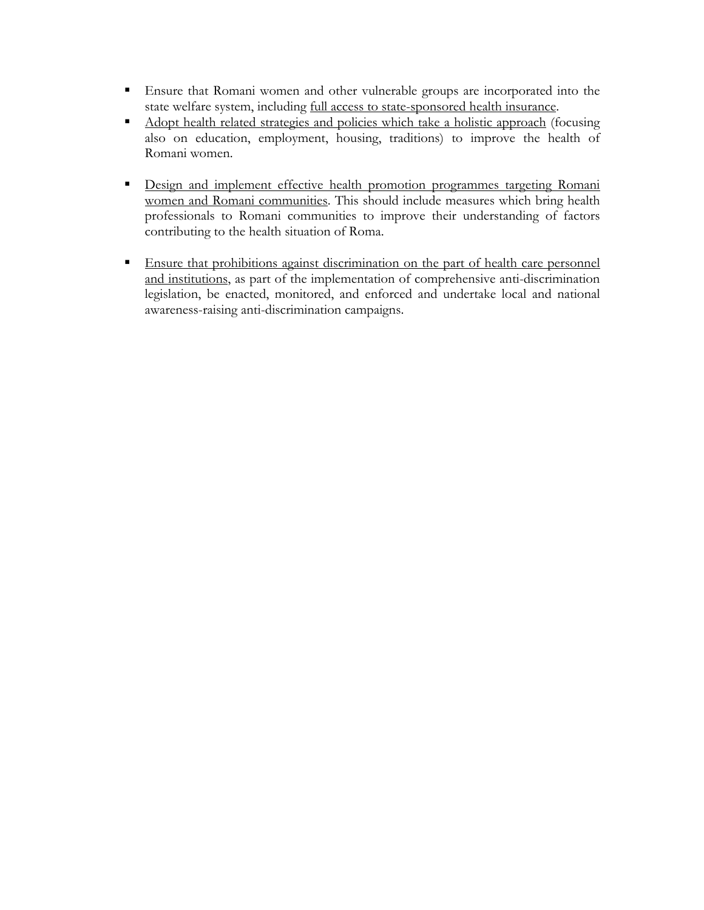- Ensure that Romani women and other vulnerable groups are incorporated into the state welfare system, including <u>full access to state-sponsored health insurance</u>.
- <u>Adopt health related strategies and policies which take a holistic approach</u> (focusing also on education, employment, housing, traditions) to improve the health of Romani women.

- <u>Design and implement effective health promotion programmes targeting Romani women and Romani communities</u>. This should include measures which bring health professionals to Romani communities to improve their understanding of factors contributing to the health situation of Roma.

- <u>Ensure that prohibitions against discrimination on the part of health care personnel and institutions</u>, as part of the implementation of comprehensive anti-discrimination legislation, be enacted, monitored, and enforced and undertake local and national awareness-raising anti-discrimination campaigns.